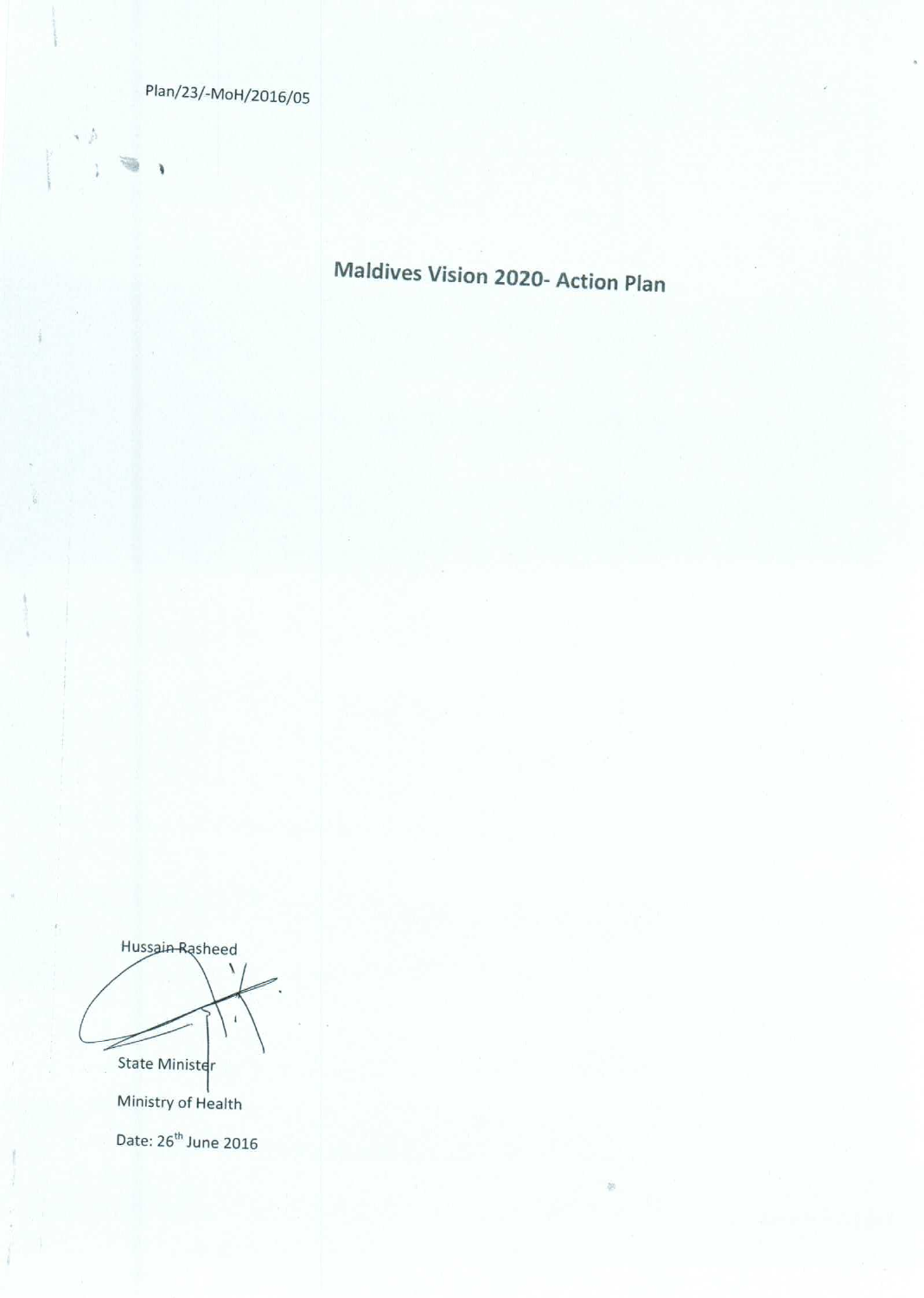Plan/23/-MoH/2016/05

# Maldives Vision 2020- Action Plan

Hussain Rasheed

State Minister

Ministry of Health

Date: 26th June 2016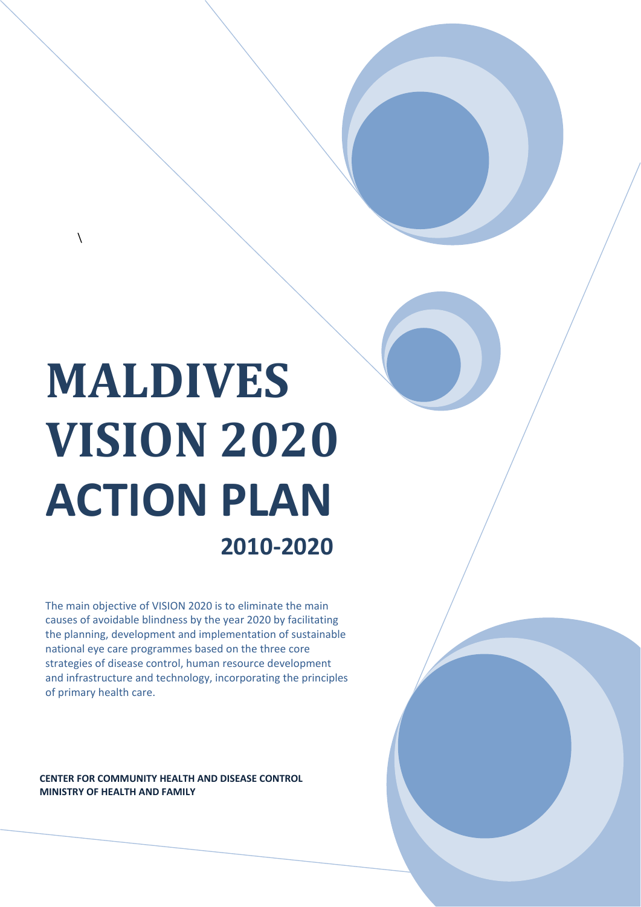# MALDIVES VISION 2020 ACTION PLAN

## 2010-2020

The main objective of VISION 2020 is to eliminate the main causes of avoidable blindness by the year 2020 by facilitating the planning, development and implementation of sustainable national eye care programmes based on the three core strategies of disease control, human resource development and infrastructure and technology, incorporating the principles of primary health care.

**CENTER FOR COMMUNITY HEALTH AND DISEASE CONTROL**
**MINISTRY OF HEALTH AND FAMILY**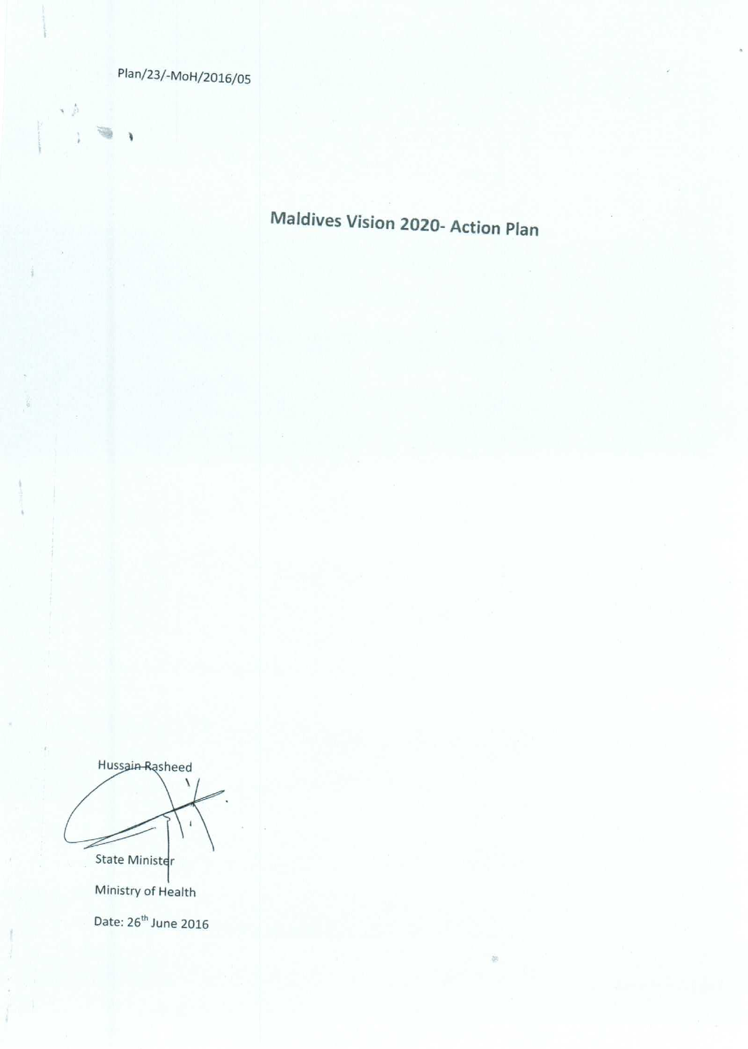Plan/23/-MoH/2016/05

# Maldives Vision 2020- Action Plan

Hussain Rasheed

State Minister

Ministry of Health

Date: 26th June 2016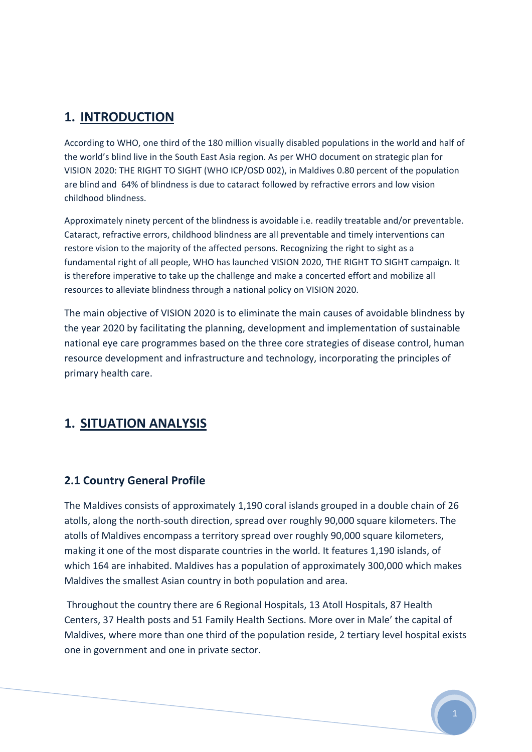## 1. INTRODUCTION

According to WHO, one third of the 180 million visually disabled populations in the world and half of the world's blind live in the South East Asia region. As per WHO document on strategic plan for VISION 2020: THE RIGHT TO SIGHT (WHO ICP/OSD 002), in Maldives 0.80 percent of the population are blind and 64% of blindness is due to cataract followed by refractive errors and low vision childhood blindness.

Approximately ninety percent of the blindness is avoidable i.e. readily treatable and/or preventable. Cataract, refractive errors, childhood blindness are all preventable and timely interventions can restore vision to the majority of the affected persons. Recognizing the right to sight as a fundamental right of all people, WHO has launched VISION 2020, THE RIGHT TO SIGHT campaign. It is therefore imperative to take up the challenge and make a concerted effort and mobilize all resources to alleviate blindness through a national policy on VISION 2020.

The main objective of VISION 2020 is to eliminate the main causes of avoidable blindness by the year 2020 by facilitating the planning, development and implementation of sustainable national eye care programmes based on the three core strategies of disease control, human resource development and infrastructure and technology, incorporating the principles of primary health care.

## 1. SITUATION ANALYSIS

### 2.1 Country General Profile

The Maldives consists of approximately 1,190 coral islands grouped in a double chain of 26 atolls, along the north-south direction, spread over roughly 90,000 square kilometers. The atolls of Maldives encompass a territory spread over roughly 90,000 square kilometers, making it one of the most disparate countries in the world. It features 1,190 islands, of which 164 are inhabited. Maldives has a population of approximately 300,000 which makes Maldives the smallest Asian country in both population and area.

Throughout the country there are 6 Regional Hospitals, 13 Atoll Hospitals, 87 Health Centers, 37 Health posts and 51 Family Health Sections. More over in Male' the capital of Maldives, where more than one third of the population reside, 2 tertiary level hospital exists one in government and one in private sector.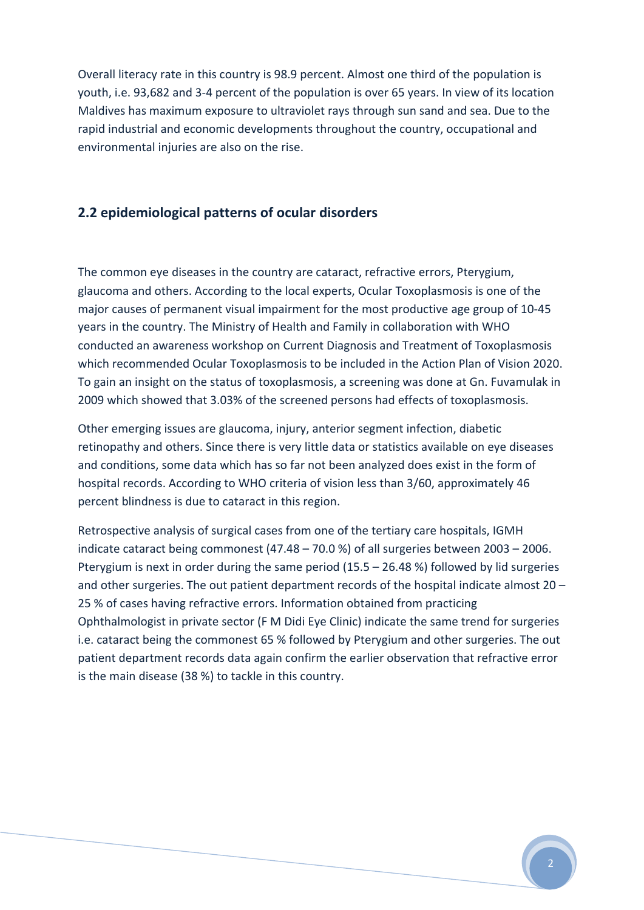Overall literacy rate in this country is 98.9 percent. Almost one third of the population is youth, i.e. 93,682 and 3-4 percent of the population is over 65 years. In view of its location Maldives has maximum exposure to ultraviolet rays through sun sand and sea. Due to the rapid industrial and economic developments throughout the country, occupational and environmental injuries are also on the rise.

## 2.2 epidemiological patterns of ocular disorders

The common eye diseases in the country are cataract, refractive errors, Pterygium, glaucoma and others. According to the local experts, Ocular Toxoplasmosis is one of the major causes of permanent visual impairment for the most productive age group of 10-45 years in the country. The Ministry of Health and Family in collaboration with WHO conducted an awareness workshop on Current Diagnosis and Treatment of Toxoplasmosis which recommended Ocular Toxoplasmosis to be included in the Action Plan of Vision 2020. To gain an insight on the status of toxoplasmosis, a screening was done at Gn. Fuvamulak in 2009 which showed that 3.03% of the screened persons had effects of toxoplasmosis.

Other emerging issues are glaucoma, injury, anterior segment infection, diabetic retinopathy and others. Since there is very little data or statistics available on eye diseases and conditions, some data which has so far not been analyzed does exist in the form of hospital records. According to WHO criteria of vision less than 3/60, approximately 46 percent blindness is due to cataract in this region.

Retrospective analysis of surgical cases from one of the tertiary care hospitals, IGMH indicate cataract being commonest (47.48 – 70.0 %) of all surgeries between 2003 – 2006. Pterygium is next in order during the same period (15.5 – 26.48 %) followed by lid surgeries and other surgeries. The out patient department records of the hospital indicate almost 20 – 25 % of cases having refractive errors. Information obtained from practicing Ophthalmologist in private sector (F M Didi Eye Clinic) indicate the same trend for surgeries i.e. cataract being the commonest 65 % followed by Pterygium and other surgeries. The out patient department records data again confirm the earlier observation that refractive error is the main disease (38 %) to tackle in this country.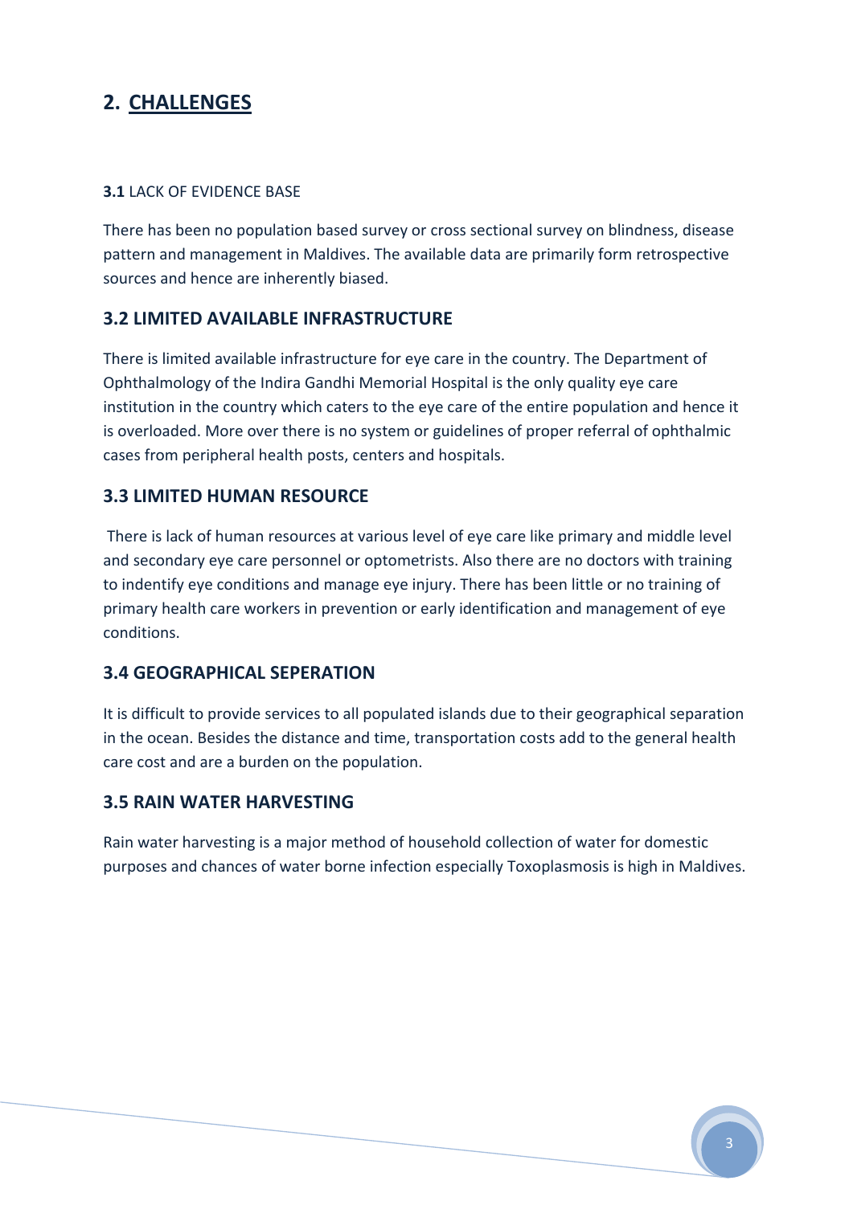## 2. CHALLENGES

### **3.1** LACK OF EVIDENCE BASE

There has been no population based survey or cross sectional survey on blindness, disease pattern and management in Maldives. The available data are primarily form retrospective sources and hence are inherently biased.

### 3.2 LIMITED AVAILABLE INFRASTRUCTURE

There is limited available infrastructure for eye care in the country. The Department of Ophthalmology of the Indira Gandhi Memorial Hospital is the only quality eye care institution in the country which caters to the eye care of the entire population and hence it is overloaded. More over there is no system or guidelines of proper referral of ophthalmic cases from peripheral health posts, centers and hospitals.

### 3.3 LIMITED HUMAN RESOURCE

There is lack of human resources at various level of eye care like primary and middle level and secondary eye care personnel or optometrists. Also there are no doctors with training to indentify eye conditions and manage eye injury. There has been little or no training of primary health care workers in prevention or early identification and management of eye conditions.

### 3.4 GEOGRAPHICAL SEPERATION

It is difficult to provide services to all populated islands due to their geographical separation in the ocean. Besides the distance and time, transportation costs add to the general health care cost and are a burden on the population.

### 3.5 RAIN WATER HARVESTING

Rain water harvesting is a major method of household collection of water for domestic purposes and chances of water borne infection especially Toxoplasmosis is high in Maldives.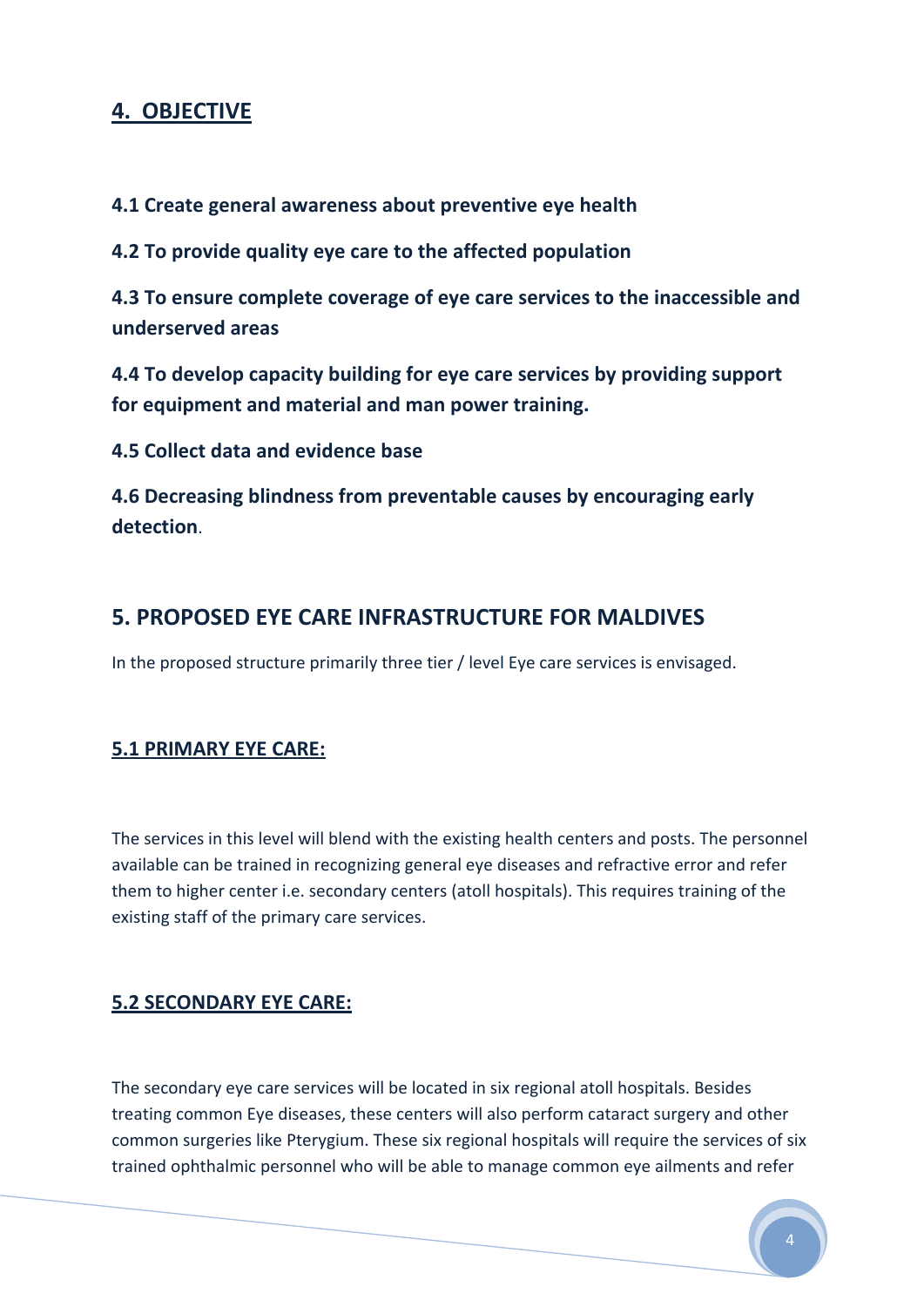## 4. OBJECTIVE

**4.1 Create general awareness about preventive eye health**

**4.2 To provide quality eye care to the affected population**

**4.3 To ensure complete coverage of eye care services to the inaccessible and underserved areas**

**4.4 To develop capacity building for eye care services by providing support for equipment and material and man power training.**

**4.5 Collect data and evidence base**

**4.6 Decreasing blindness from preventable causes by encouraging early detection**.

## 5. PROPOSED EYE CARE INFRASTRUCTURE FOR MALDIVES

In the proposed structure primarily three tier / level Eye care services is envisaged.

### 5.1 PRIMARY EYE CARE:

The services in this level will blend with the existing health centers and posts. The personnel available can be trained in recognizing general eye diseases and refractive error and refer them to higher center i.e. secondary centers (atoll hospitals). This requires training of the existing staff of the primary care services.

### 5.2 SECONDARY EYE CARE:

The secondary eye care services will be located in six regional atoll hospitals. Besides treating common Eye diseases, these centers will also perform cataract surgery and other common surgeries like Pterygium. These six regional hospitals will require the services of six trained ophthalmic personnel who will be able to manage common eye ailments and refer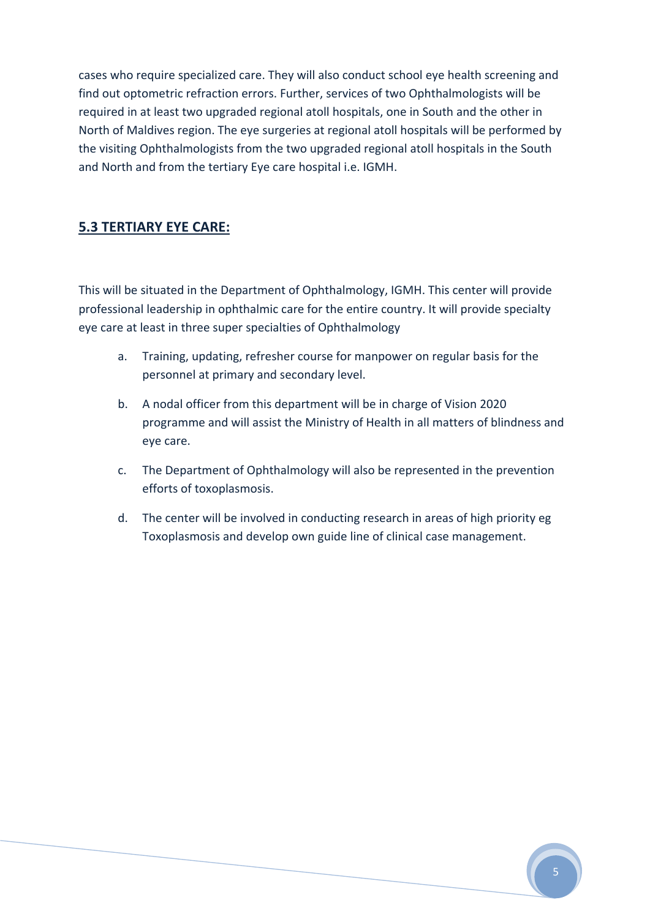cases who require specialized care. They will also conduct school eye health screening and find out optometric refraction errors. Further, services of two Ophthalmologists will be required in at least two upgraded regional atoll hospitals, one in South and the other in North of Maldives region. The eye surgeries at regional atoll hospitals will be performed by the visiting Ophthalmologists from the two upgraded regional atoll hospitals in the South and North and from the tertiary Eye care hospital i.e. IGMH.

## 5.3 TERTIARY EYE CARE:

This will be situated in the Department of Ophthalmology, IGMH. This center will provide professional leadership in ophthalmic care for the entire country. It will provide specialty eye care at least in three super specialties of Ophthalmology

a. Training, updating, refresher course for manpower on regular basis for the personnel at primary and secondary level.

b. A nodal officer from this department will be in charge of Vision 2020 programme and will assist the Ministry of Health in all matters of blindness and eye care.

c. The Department of Ophthalmology will also be represented in the prevention efforts of toxoplasmosis.

d. The center will be involved in conducting research in areas of high priority eg Toxoplasmosis and develop own guide line of clinical case management.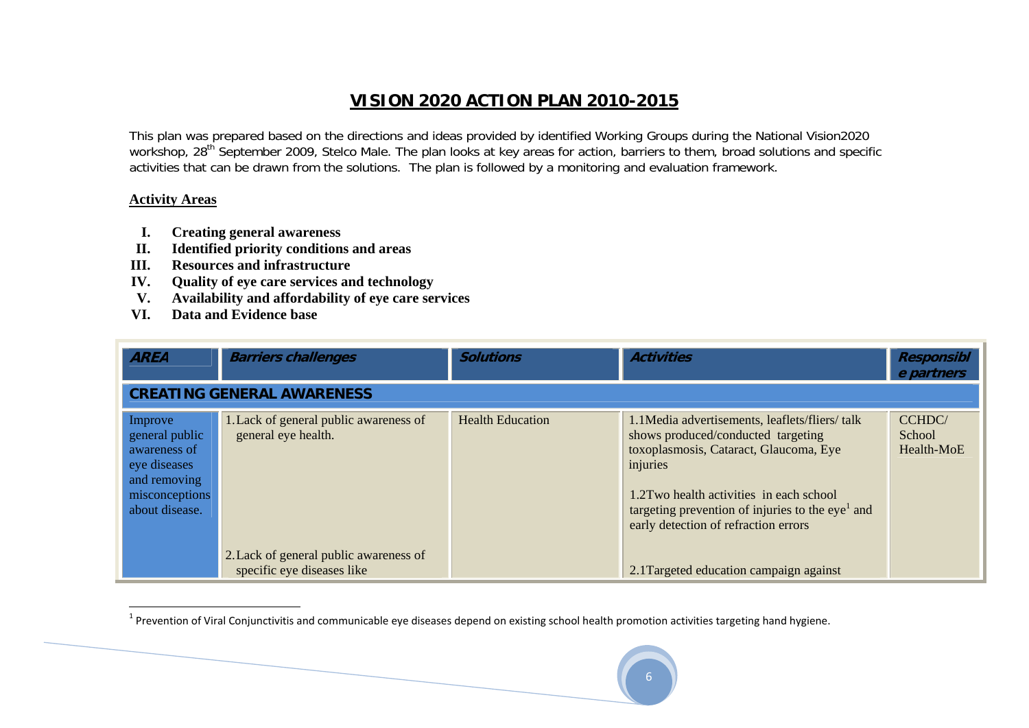# VISION 2020 ACTION PLAN 2010-2015

This plan was prepared based on the directions and ideas provided by identified Working Groups during the National Vision2020 workshop, 28th September 2009, Stelco Male. The plan looks at key areas for action, barriers to them, broad solutions and specific activities that can be drawn from the solutions. The plan is followed by a monitoring and evaluation framework.

**Activity Areas**

I. **Creating general awareness**
II. **Identified priority conditions and areas**
III. **Resources and infrastructure**
IV. **Quality of eye care services and technology**
V. **Availability and affordability of eye care services**
VI. **Data and Evidence base**

| AREA | Barriers challenges | Solutions | Activities | Responsible partners |
|---|---|---|---|---|
| **CREATING GENERAL AWARENESS** | | | | |
| Improve general public awareness of eye diseases and removing misconceptions about disease. | 1. Lack of general public awareness of general eye health. | Health Education | 1.1Media advertisements, leaflets/fliers/ talk shows produced/conducted targeting toxoplasmosis, Cataract, Glaucoma, Eye injuries<br><br>1.2Two health activities in each school targeting prevention of injuries to the eye[1] and early detection of refraction errors | CCHDC/ School Health-MoE |
| | 2. Lack of general public awareness of specific eye diseases like | | 2.1Targeted education campaign against | |

[1] Prevention of Viral Conjunctivitis and communicable eye diseases depend on existing school health promotion activities targeting hand hygiene.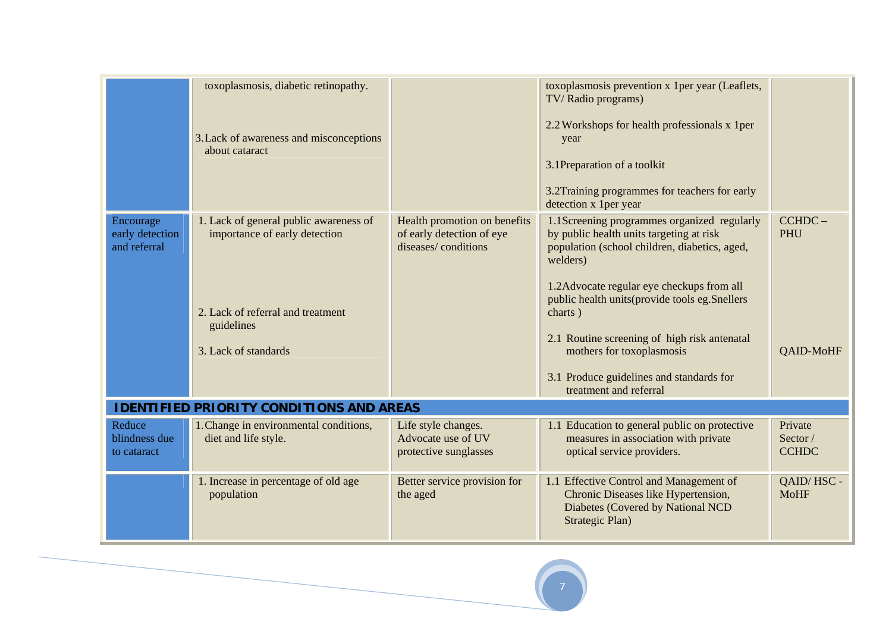| | | | | |
|---|---|---|---|---|
| | toxoplasmosis, diabetic retinopathy.<br><br>3. Lack of awareness and misconceptions about cataract | | toxoplasmosis prevention x 1per year (Leaflets, TV/ Radio programs)<br><br>2.2 Workshops for health professionals x 1per year<br><br>3.1Preparation of a toolkit<br><br>3.2Training programmes for teachers for early detection x 1per year | |
| Encourage early detection and referral | 1. Lack of general public awareness of importance of early detection<br><br>2. Lack of referral and treatment guidelines<br><br>3. Lack of standards | Health promotion on benefits of early detection of eye diseases/ conditions | 1.1Screening programmes organized regularly by public health units targeting at risk population (school children, diabetics, aged, welders)<br><br>1.2Advocate regular eye checkups from all public health units(provide tools eg.Snellers charts )<br><br>2.1 Routine screening of high risk antenatal mothers for toxoplasmosis<br><br>3.1 Produce guidelines and standards for treatment and referral | CCHDC – PHU<br><br>QAID-MoHF |
| **IDENTIFIED PRIORITY CONDITIONS AND AREAS** | | | | |
| Reduce blindness due to cataract | 1. Change in environmental conditions, diet and life style. | Life style changes. Advocate use of UV protective sunglasses | 1.1 Education to general public on protective measures in association with private optical service providers. | Private Sector / CCHDC |
| | 1. Increase in percentage of old age population | Better service provision for the aged | 1.1 Effective Control and Management of Chronic Diseases like Hypertension, Diabetes (Covered by National NCD Strategic Plan) | QAID/ HSC - MoHF |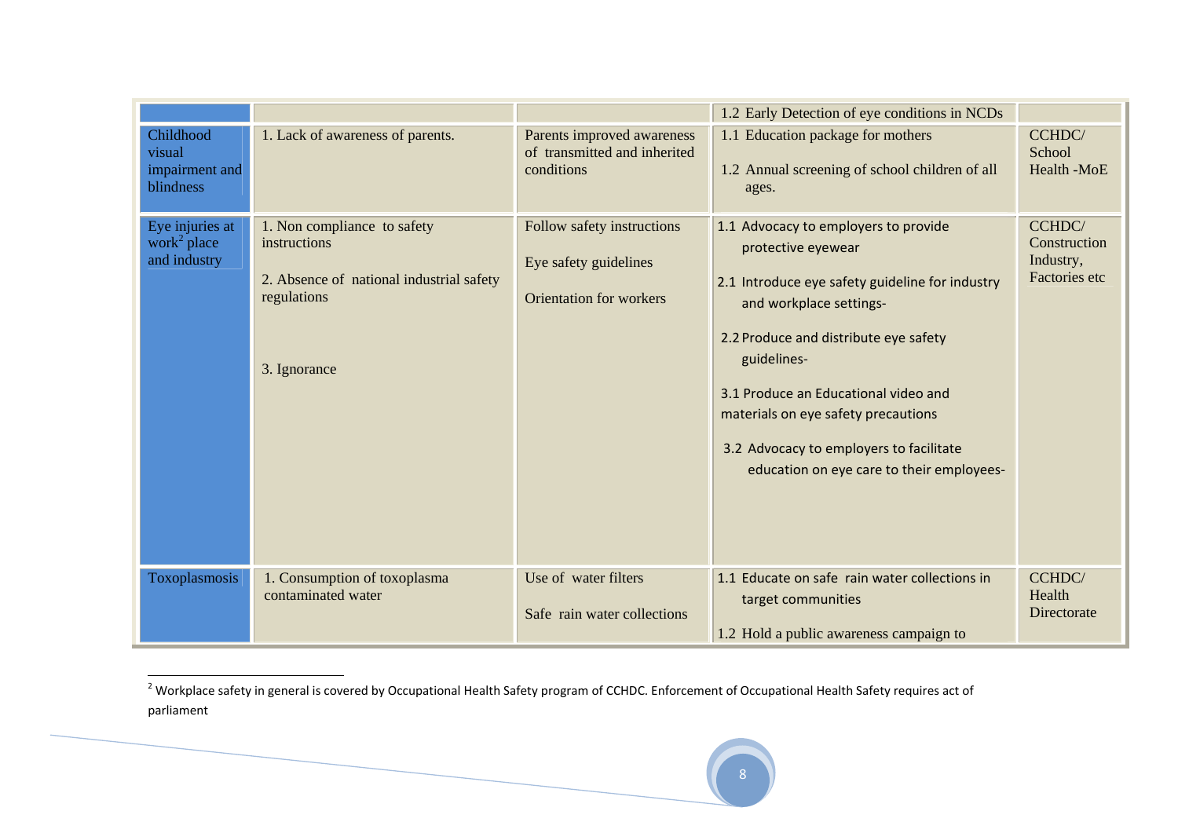| | | | | |
|---|---|---|---|---|
| | | | 1.2 Early Detection of eye conditions in NCDs | |
| Childhood visual impairment and blindness | 1. Lack of awareness of parents. | Parents improved awareness of transmitted and inherited conditions | 1.1 Education package for mothers<br><br>1.2 Annual screening of school children of all ages. | CCHDC/ School Health -MoE |
| Eye injuries at work[2] place and industry | 1. Non compliance to safety instructions<br><br>2. Absence of national industrial safety regulations<br><br>3. Ignorance | Follow safety instructions<br><br>Eye safety guidelines<br><br>Orientation for workers | 1.1 Advocacy to employers to provide protective eyewear<br><br>2.1 Introduce eye safety guideline for industry and workplace settings-<br><br>2.2 Produce and distribute eye safety guidelines-<br><br>3.1 Produce an Educational video and materials on eye safety precautions<br><br>3.2 Advocacy to employers to facilitate education on eye care to their employees- | CCHDC/ Construction Industry, Factories etc |
| Toxoplasmosis | 1. Consumption of toxoplasma contaminated water | Use of water filters<br><br>Safe rain water collections | 1.1 Educate on safe rain water collections in target communities<br><br>1.2 Hold a public awareness campaign to | CCHDC/ Health Directorate |

[2] Workplace safety in general is covered by Occupational Health Safety program of CCHDC. Enforcement of Occupational Health Safety requires act of parliament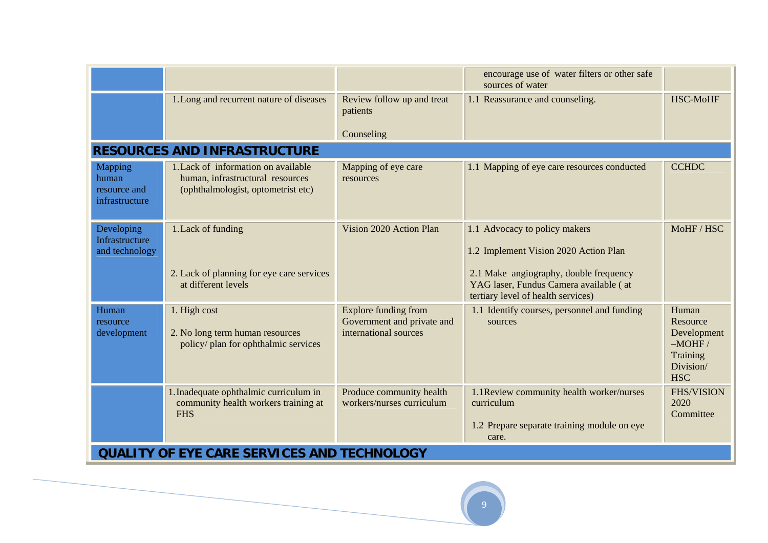| | | | | |
|---|---|---|---|---|
| | | | encourage use of water filters or other safe sources of water | |
| | 1. Long and recurrent nature of diseases | Review follow up and treat patients<br><br>Counseling | 1.1 Reassurance and counseling. | HSC-MoHF |
| **RESOURCES AND INFRASTRUCTURE** | | | | |
| Mapping human resource and infrastructure | 1. Lack of information on available human, infrastructural resources (ophthalmologist, optometrist etc) | Mapping of eye care resources | 1.1 Mapping of eye care resources conducted | CCHDC |
| Developing Infrastructure and technology | 1. Lack of funding<br><br>2. Lack of planning for eye care services at different levels | Vision 2020 Action Plan | 1.1 Advocacy to policy makers<br><br>1.2 Implement Vision 2020 Action Plan<br><br>2.1 Make angiography, double frequency YAG laser, Fundus Camera available ( at tertiary level of health services) | MoHF / HSC |
| Human resource development | 1. High cost<br><br>2. No long term human resources policy/ plan for ophthalmic services | Explore funding from Government and private and international sources | 1.1 Identify courses, personnel and funding sources | Human Resource Development –MOHF / Training Division/ HSC |
| | 1. Inadequate ophthalmic curriculum in community health workers training at FHS | Produce community health workers/nurses curriculum | 1.1Review community health worker/nurses curriculum<br><br>1.2 Prepare separate training module on eye care. | FHS/VISION 2020 Committee |
| **QUALITY OF EYE CARE SERVICES AND TECHNOLOGY** | | | | |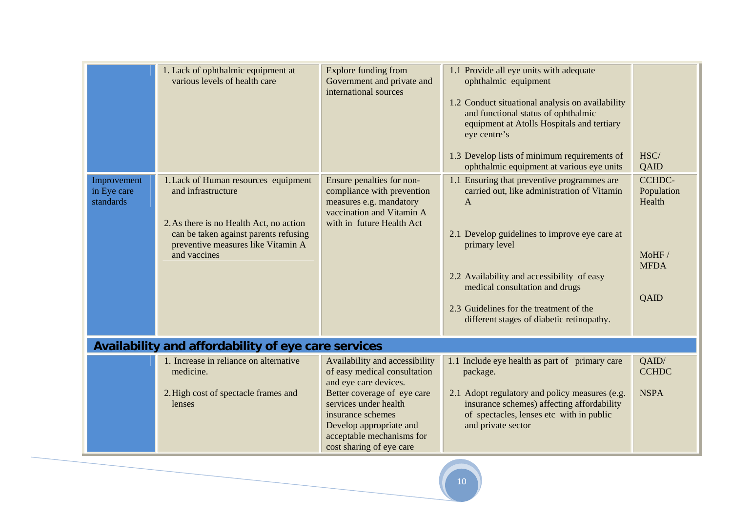| | | | | |
|---|---|---|---|---|
| | 1. Lack of ophthalmic equipment at various levels of health care | Explore funding from Government and private and international sources | 1.1 Provide all eye units with adequate ophthalmic equipment<br><br>1.2 Conduct situational analysis on availability and functional status of ophthalmic equipment at Atolls Hospitals and tertiary eye centre's<br><br>1.3 Develop lists of minimum requirements of ophthalmic equipment at various eye units | HSC/ QAID |
| Improvement in Eye care standards | 1. Lack of Human resources equipment and infrastructure<br><br>2. As there is no Health Act, no action can be taken against parents refusing preventive measures like Vitamin A and vaccines | Ensure penalties for non-compliance with prevention measures e.g. mandatory vaccination and Vitamin A with in future Health Act | 1.1 Ensuring that preventive programmes are carried out, like administration of Vitamin A<br><br>2.1 Develop guidelines to improve eye care at primary level<br><br>2.2 Availability and accessibility of easy medical consultation and drugs<br><br>2.3 Guidelines for the treatment of the different stages of diabetic retinopathy. | CCHDC- Population Health<br><br>MoHF / MFDA<br><br>QAID |
| **Availability and affordability of eye care services** | | | | |
| | 1. Increase in reliance on alternative medicine.<br><br>2. High cost of spectacle frames and lenses | Availability and accessibility of easy medical consultation and eye care devices.<br>Better coverage of eye care services under health insurance schemes<br>Develop appropriate and acceptable mechanisms for cost sharing of eye care | 1.1 Include eye health as part of primary care package.<br><br>2.1 Adopt regulatory and policy measures (e.g. insurance schemes) affecting affordability of spectacles, lenses etc with in public and private sector | QAID/ CCHDC<br><br>NSPA |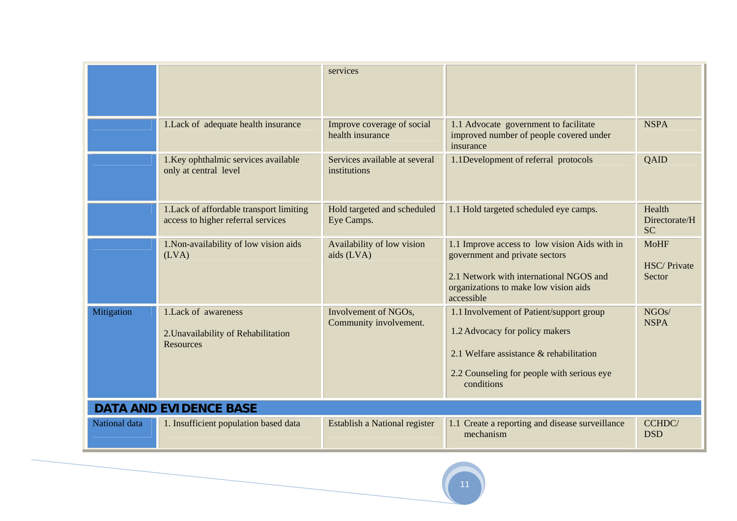|  |  | services |  |  |
|---|---|---|---|---|
|  | 1.Lack of adequate health insurance | Improve coverage of social health insurance | 1.1 Advocate government to facilitate improved number of people covered under insurance | NSPA |
|  | 1.Key ophthalmic services available only at central level | Services available at several institutions | 1.1Development of referral protocols | QAID |
|  | 1.Lack of affordable transport limiting access to higher referral services | Hold targeted and scheduled Eye Camps. | 1.1 Hold targeted scheduled eye camps. | Health Directorate/HSC |
|  | 1.Non-availability of low vision aids (LVA) | Availability of low vision aids (LVA) | 1.1 Improve access to low vision Aids with in government and private sectors<br><br>2.1 Network with international NGOS and organizations to make low vision aids accessible | MoHF<br><br>HSC/ Private Sector |
| Mitigation | 1.Lack of awareness<br><br>2.Unavailability of Rehabilitation Resources | Involvement of NGOs, Community involvement. | 1.1 Involvement of Patient/support group<br><br>1.2 Advocacy for policy makers<br><br>2.1 Welfare assistance & rehabilitation<br><br>2.2 Counseling for people with serious eye conditions | NGOs/ NSPA |
| **DATA AND EVIDENCE BASE** |  |  |  |  |
| National data | 1. Insufficient population based data | Establish a National register | 1.1 Create a reporting and disease surveillance mechanism | CCHDC/ DSD |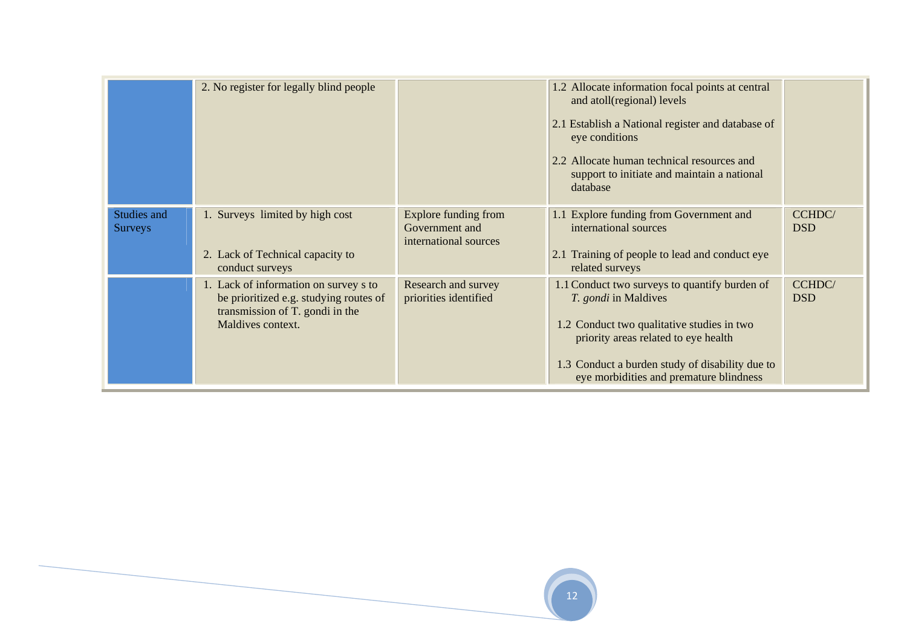| | | | | |
|---|---|---|---|---|
| | 2. No register for legally blind people | | 1.2 Allocate information focal points at central and atoll(regional) levels<br><br>2.1 Establish a National register and database of eye conditions<br><br>2.2 Allocate human technical resources and support to initiate and maintain a national database | |
| Studies and Surveys | 1. Surveys limited by high cost<br><br>2. Lack of Technical capacity to conduct surveys | Explore funding from Government and international sources | 1.1 Explore funding from Government and international sources<br><br>2.1 Training of people to lead and conduct eye related surveys | CCHDC/ DSD |
| | 1. Lack of information on survey s to be prioritized e.g. studying routes of transmission of T. gondi in the Maldives context. | Research and survey priorities identified | 1.1 Conduct two surveys to quantify burden of *T. gondi* in Maldives<br><br>1.2 Conduct two qualitative studies in two priority areas related to eye health<br><br>1.3 Conduct a burden study of disability due to eye morbidities and premature blindness | CCHDC/ DSD |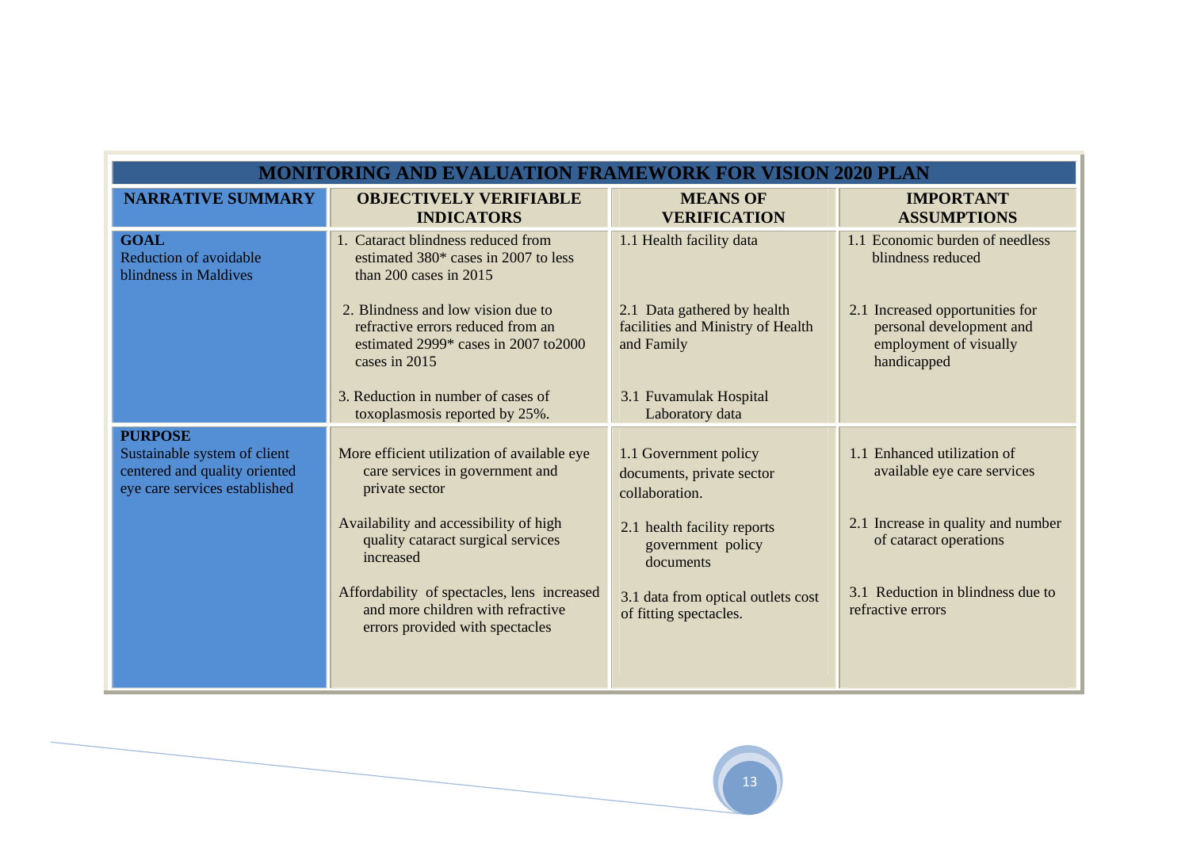| MONITORING AND EVALUATION FRAMEWORK FOR VISION 2020 PLAN | | | |
|---|---|---|---|
| **NARRATIVE SUMMARY** | **OBJECTIVELY VERIFIABLE INDICATORS** | **MEANS OF VERIFICATION** | **IMPORTANT ASSUMPTIONS** |
| **GOAL**<br>Reduction of avoidable blindness in Maldives | 1. Cataract blindness reduced from estimated 380* cases in 2007 to less than 200 cases in 2015<br><br>2. Blindness and low vision due to refractive errors reduced from an estimated 2999* cases in 2007 to2000 cases in 2015<br><br>3. Reduction in number of cases of toxoplasmosis reported by 25%. | 1.1 Health facility data<br><br>2.1 Data gathered by health facilities and Ministry of Health and Family<br><br>3.1 Fuvamulak Hospital Laboratory data | 1.1 Economic burden of needless blindness reduced<br><br>2.1 Increased opportunities for personal development and employment of visually handicapped |
| **PURPOSE**<br>Sustainable system of client centered and quality oriented eye care services established | More efficient utilization of available eye care services in government and private sector<br><br>Availability and accessibility of high quality cataract surgical services increased<br><br>Affordability of spectacles, lens increased and more children with refractive errors provided with spectacles | 1.1 Government policy documents, private sector collaboration.<br><br>2.1 health facility reports government policy documents<br><br>3.1 data from optical outlets cost of fitting spectacles. | 1.1 Enhanced utilization of available eye care services<br><br>2.1 Increase in quality and number of cataract operations<br><br>3.1 Reduction in blindness due to refractive errors |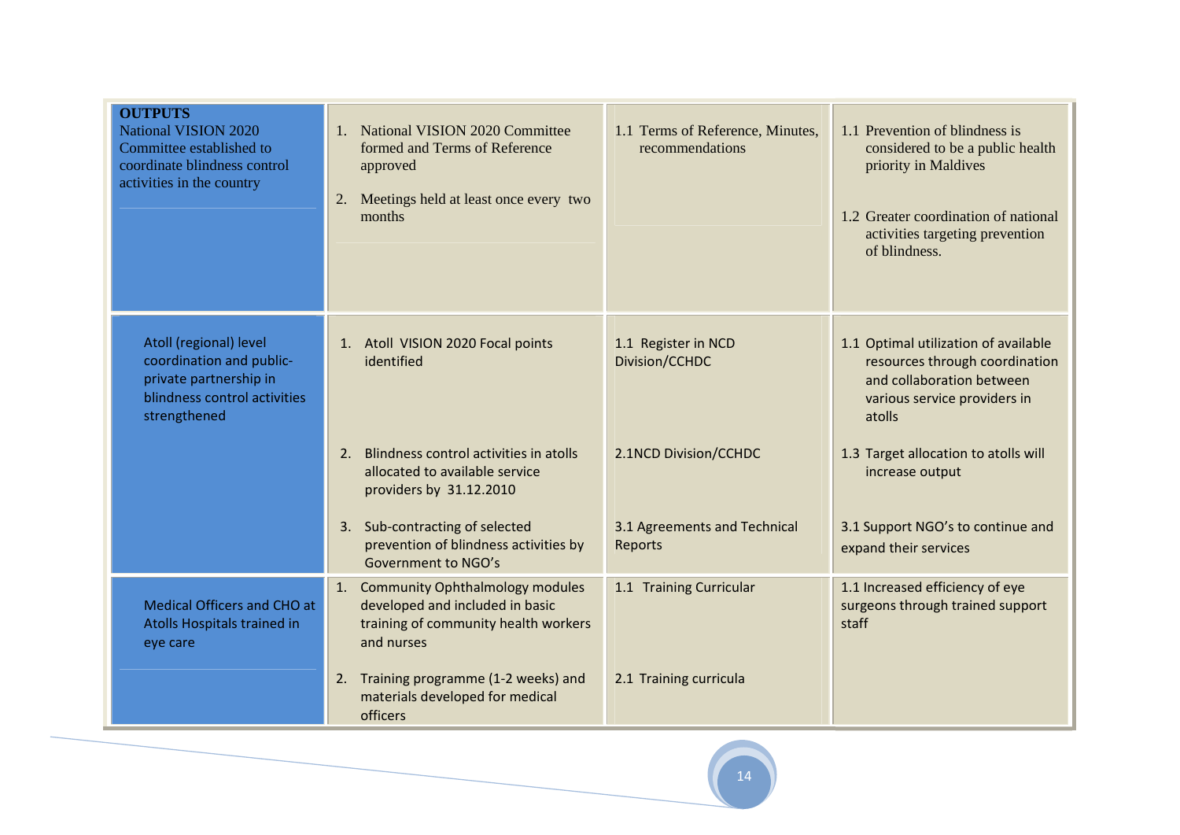| **OUTPUTS** National VISION 2020 Committee established to coordinate blindness control activities in the country | 1. National VISION 2020 Committee formed and Terms of Reference approved<br>2. Meetings held at least once every two months | 1.1 Terms of Reference, Minutes, recommendations | 1.1 Prevention of blindness is considered to be a public health priority in Maldives<br>1.2 Greater coordination of national activities targeting prevention of blindness. |
|---|---|---|---|
| Atoll (regional) level coordination and public-private partnership in blindness control activities strengthened | 1. Atoll VISION 2020 Focal points identified | 1.1 Register in NCD Division/CCHDC | 1.1 Optimal utilization of available resources through coordination and collaboration between various service providers in atolls |
| | 2. Blindness control activities in atolls allocated to available service providers by 31.12.2010 | 2.1NCD Division/CCHDC | 1.3 Target allocation to atolls will increase output |
| | 3. Sub-contracting of selected prevention of blindness activities by Government to NGO's | 3.1 Agreements and Technical Reports | 3.1 Support NGO's to continue and expand their services |
| Medical Officers and CHO at Atolls Hospitals trained in eye care | 1. Community Ophthalmology modules developed and included in basic training of community health workers and nurses | 1.1 Training Curricular | 1.1 Increased efficiency of eye surgeons through trained support staff |
| | 2. Training programme (1-2 weeks) and materials developed for medical officers | 2.1 Training curricula | |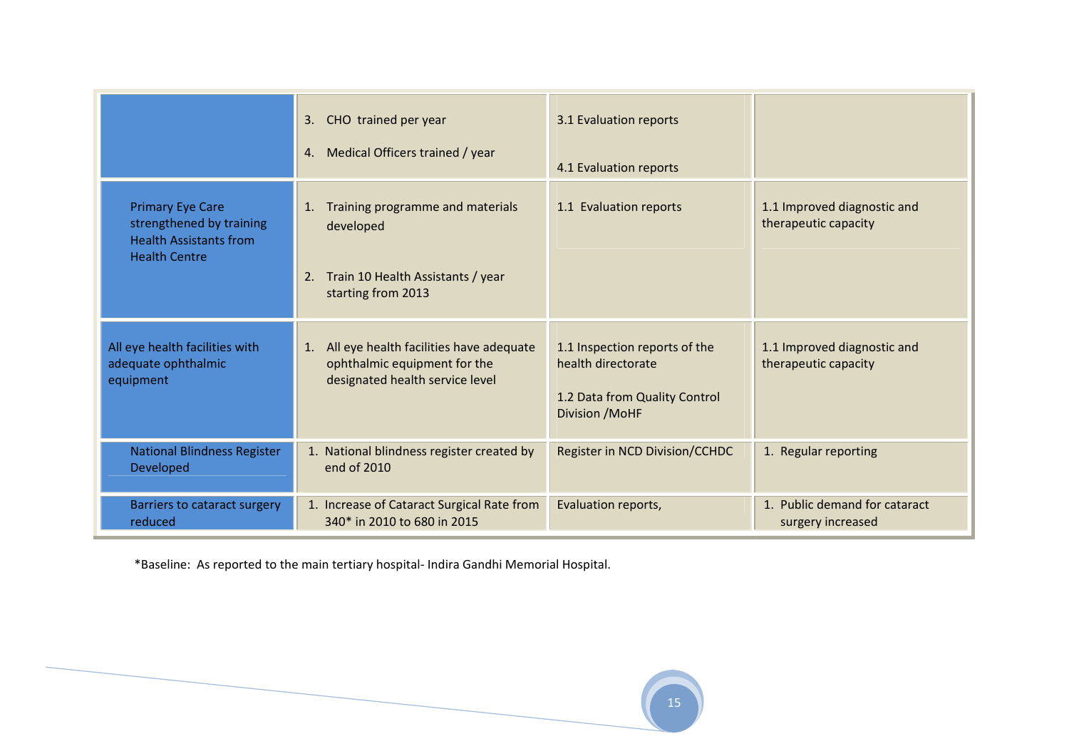| | | | |
|---|---|---|---|
| | 3. CHO trained per year<br><br>4. Medical Officers trained / year | 3.1 Evaluation reports<br><br>4.1 Evaluation reports | |
| Primary Eye Care strengthened by training Health Assistants from Health Centre | 1. Training programme and materials developed<br><br>2. Train 10 Health Assistants / year starting from 2013 | 1.1 Evaluation reports | 1.1 Improved diagnostic and therapeutic capacity |
| All eye health facilities with adequate ophthalmic equipment | 1. All eye health facilities have adequate ophthalmic equipment for the designated health service level | 1.1 Inspection reports of the health directorate<br><br>1.2 Data from Quality Control Division /MoHF | 1.1 Improved diagnostic and therapeutic capacity |
| National Blindness Register Developed | 1. National blindness register created by end of 2010 | Register in NCD Division/CCHDC | 1. Regular reporting |
| Barriers to cataract surgery reduced | 1. Increase of Cataract Surgical Rate from 340* in 2010 to 680 in 2015 | Evaluation reports, | 1. Public demand for cataract surgery increased |

*Baseline: As reported to the main tertiary hospital- Indira Gandhi Memorial Hospital.